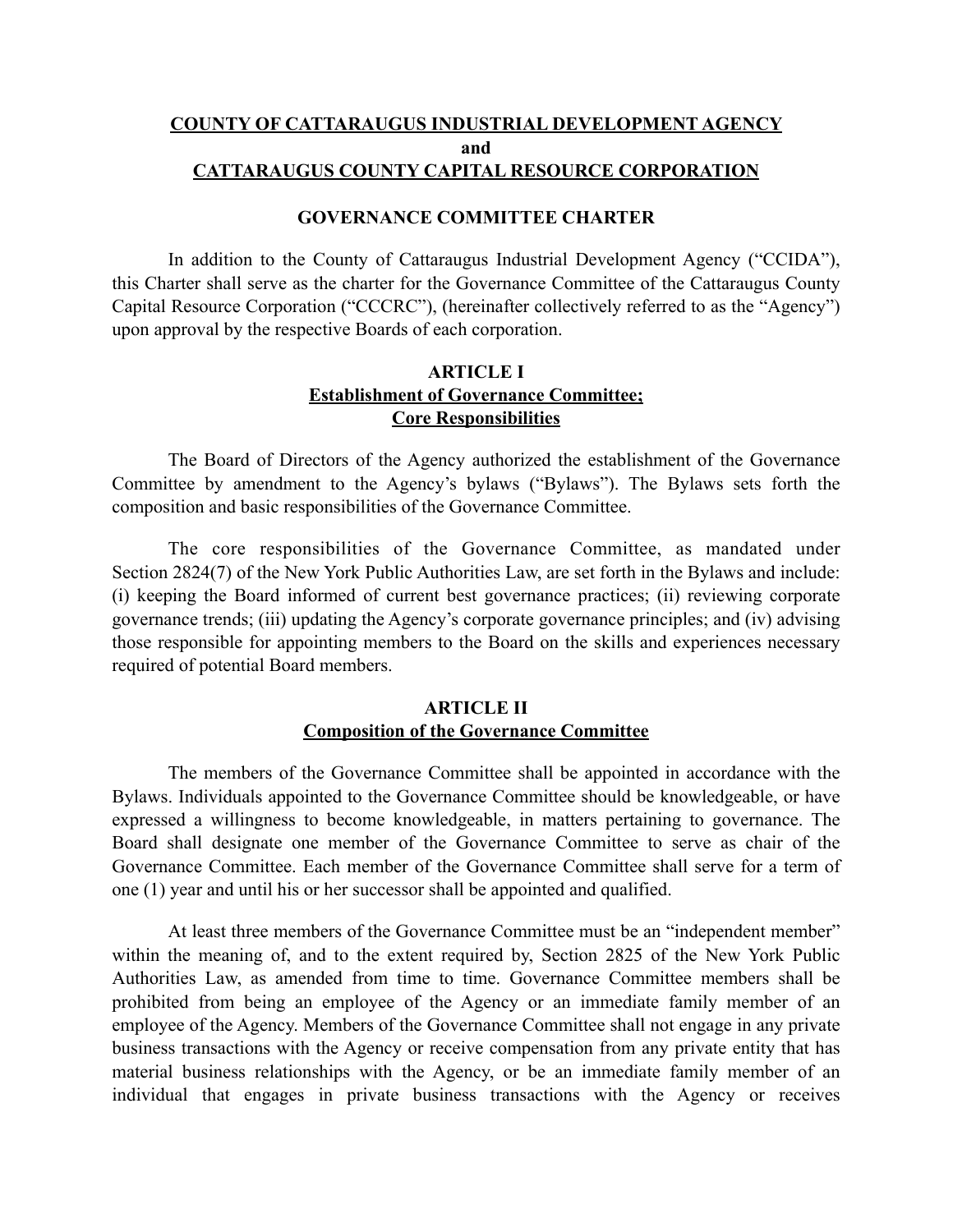# COUNTY OF CATTARAUGUS INDUSTRIAL DEVELOPMENT AGENCY
# and
# CATTARAUGUS COUNTY CAPITAL RESOURCE CORPORATION

## GOVERNANCE COMMITTEE CHARTER

In addition to the County of Cattaraugus Industrial Development Agency ("CCIDA"), this Charter shall serve as the charter for the Governance Committee of the Cattaraugus County Capital Resource Corporation ("CCCRC"), (hereinafter collectively referred to as the "Agency") upon approval by the respective Boards of each corporation.

## ARTICLE I
## Establishment of Governance Committee; Core Responsibilities

The Board of Directors of the Agency authorized the establishment of the Governance Committee by amendment to the Agency's bylaws ("Bylaws"). The Bylaws sets forth the composition and basic responsibilities of the Governance Committee.

The core responsibilities of the Governance Committee, as mandated under Section 2824(7) of the New York Public Authorities Law, are set forth in the Bylaws and include: (i) keeping the Board informed of current best governance practices; (ii) reviewing corporate governance trends; (iii) updating the Agency's corporate governance principles; and (iv) advising those responsible for appointing members to the Board on the skills and experiences necessary required of potential Board members.

## ARTICLE II
## Composition of the Governance Committee

The members of the Governance Committee shall be appointed in accordance with the Bylaws. Individuals appointed to the Governance Committee should be knowledgeable, or have expressed a willingness to become knowledgeable, in matters pertaining to governance. The Board shall designate one member of the Governance Committee to serve as chair of the Governance Committee. Each member of the Governance Committee shall serve for a term of one (1) year and until his or her successor shall be appointed and qualified.

At least three members of the Governance Committee must be an "independent member" within the meaning of, and to the extent required by, Section 2825 of the New York Public Authorities Law, as amended from time to time. Governance Committee members shall be prohibited from being an employee of the Agency or an immediate family member of an employee of the Agency. Members of the Governance Committee shall not engage in any private business transactions with the Agency or receive compensation from any private entity that has material business relationships with the Agency, or be an immediate family member of an individual that engages in private business transactions with the Agency or receives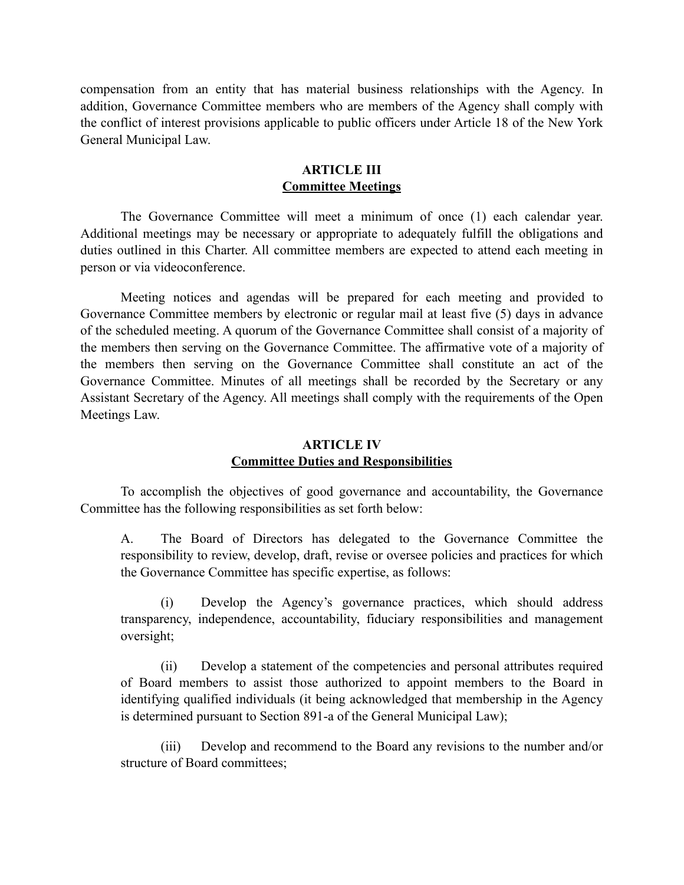compensation from an entity that has material business relationships with the Agency. In addition, Governance Committee members who are members of the Agency shall comply with the conflict of interest provisions applicable to public officers under Article 18 of the New York General Municipal Law.

## ARTICLE III
## Committee Meetings

The Governance Committee will meet a minimum of once (1) each calendar year. Additional meetings may be necessary or appropriate to adequately fulfill the obligations and duties outlined in this Charter. All committee members are expected to attend each meeting in person or via videoconference.

Meeting notices and agendas will be prepared for each meeting and provided to Governance Committee members by electronic or regular mail at least five (5) days in advance of the scheduled meeting. A quorum of the Governance Committee shall consist of a majority of the members then serving on the Governance Committee. The affirmative vote of a majority of the members then serving on the Governance Committee shall constitute an act of the Governance Committee. Minutes of all meetings shall be recorded by the Secretary or any Assistant Secretary of the Agency. All meetings shall comply with the requirements of the Open Meetings Law.

## ARTICLE IV
## Committee Duties and Responsibilities

To accomplish the objectives of good governance and accountability, the Governance Committee has the following responsibilities as set forth below:

A. The Board of Directors has delegated to the Governance Committee the responsibility to review, develop, draft, revise or oversee policies and practices for which the Governance Committee has specific expertise, as follows:

(i) Develop the Agency's governance practices, which should address transparency, independence, accountability, fiduciary responsibilities and management oversight;

(ii) Develop a statement of the competencies and personal attributes required of Board members to assist those authorized to appoint members to the Board in identifying qualified individuals (it being acknowledged that membership in the Agency is determined pursuant to Section 891-a of the General Municipal Law);

(iii) Develop and recommend to the Board any revisions to the number and/or structure of Board committees;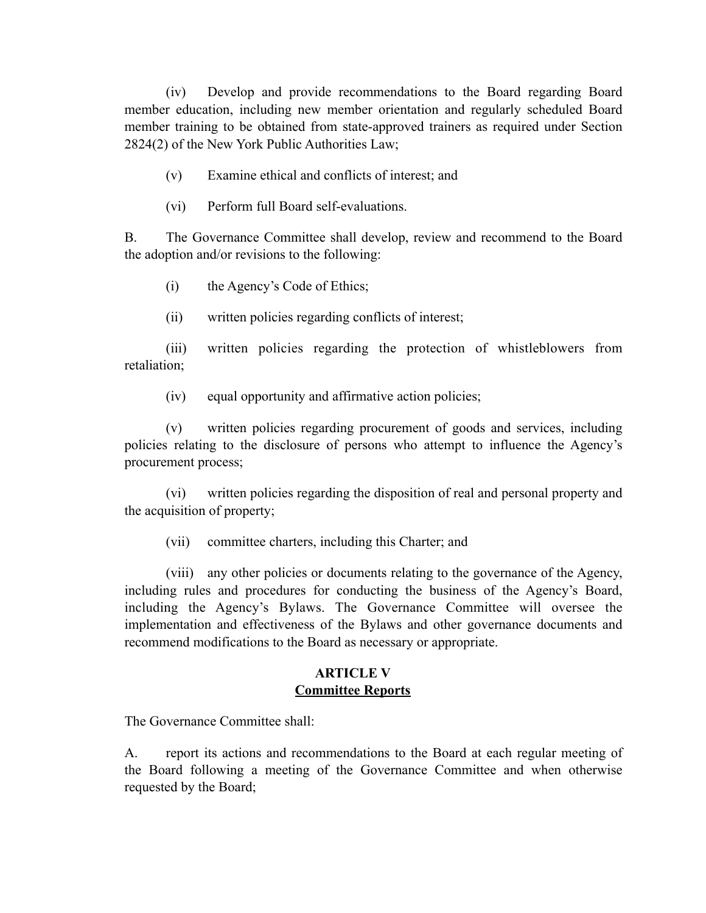(iv) Develop and provide recommendations to the Board regarding Board member education, including new member orientation and regularly scheduled Board member training to be obtained from state-approved trainers as required under Section 2824(2) of the New York Public Authorities Law;

(v) Examine ethical and conflicts of interest; and

(vi) Perform full Board self-evaluations.

B. The Governance Committee shall develop, review and recommend to the Board the adoption and/or revisions to the following:

(i) the Agency's Code of Ethics;

(ii) written policies regarding conflicts of interest;

(iii) written policies regarding the protection of whistleblowers from retaliation;

(iv) equal opportunity and affirmative action policies;

(v) written policies regarding procurement of goods and services, including policies relating to the disclosure of persons who attempt to influence the Agency's procurement process;

(vi) written policies regarding the disposition of real and personal property and the acquisition of property;

(vii) committee charters, including this Charter; and

(viii) any other policies or documents relating to the governance of the Agency, including rules and procedures for conducting the business of the Agency's Board, including the Agency's Bylaws. The Governance Committee will oversee the implementation and effectiveness of the Bylaws and other governance documents and recommend modifications to the Board as necessary or appropriate.

## ARTICLE V
## Committee Reports

The Governance Committee shall:

A. report its actions and recommendations to the Board at each regular meeting of the Board following a meeting of the Governance Committee and when otherwise requested by the Board;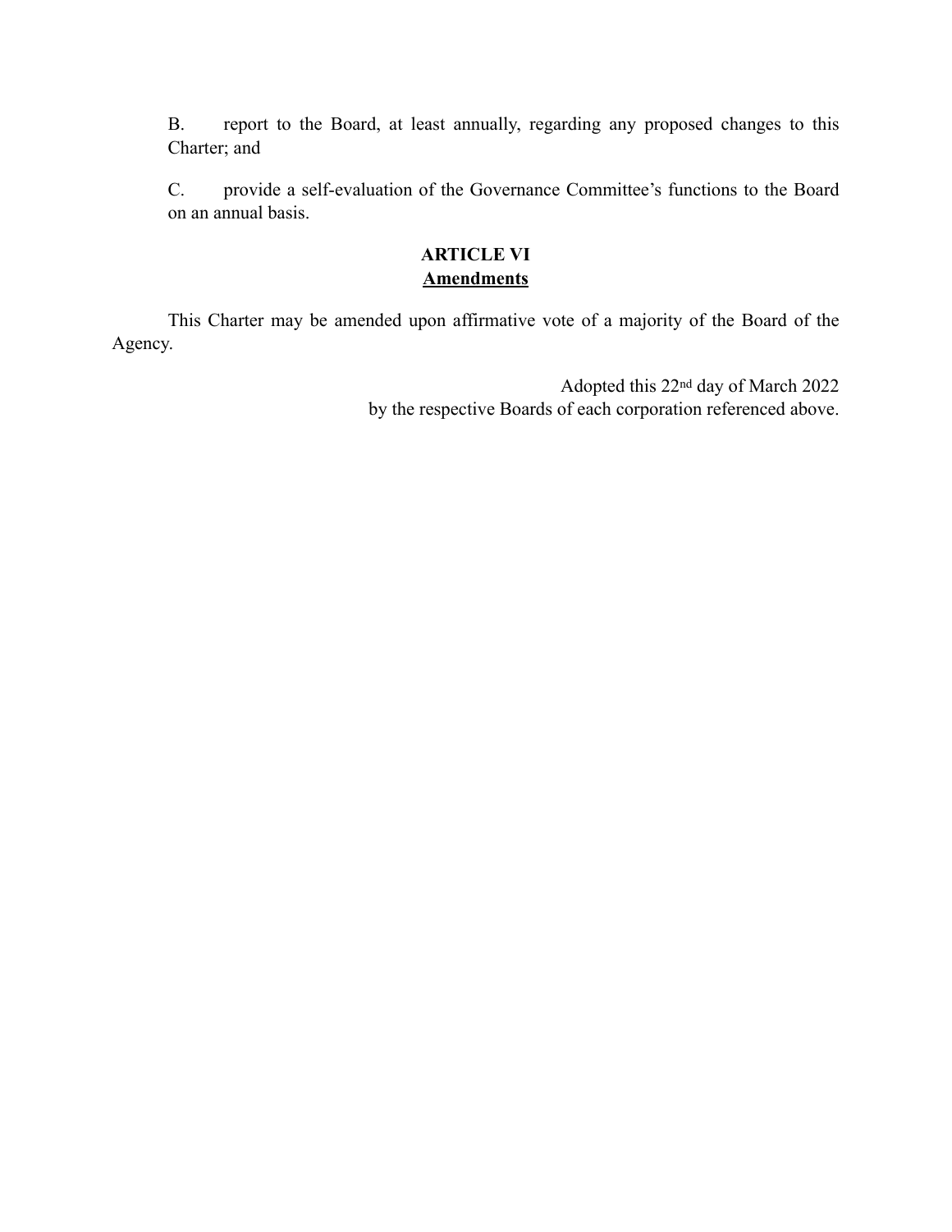B. report to the Board, at least annually, regarding any proposed changes to this Charter; and

C. provide a self-evaluation of the Governance Committee's functions to the Board on an annual basis.

## ARTICLE VI
## Amendments

This Charter may be amended upon affirmative vote of a majority of the Board of the Agency.

Adopted this 22nd day of March 2022
by the respective Boards of each corporation referenced above.